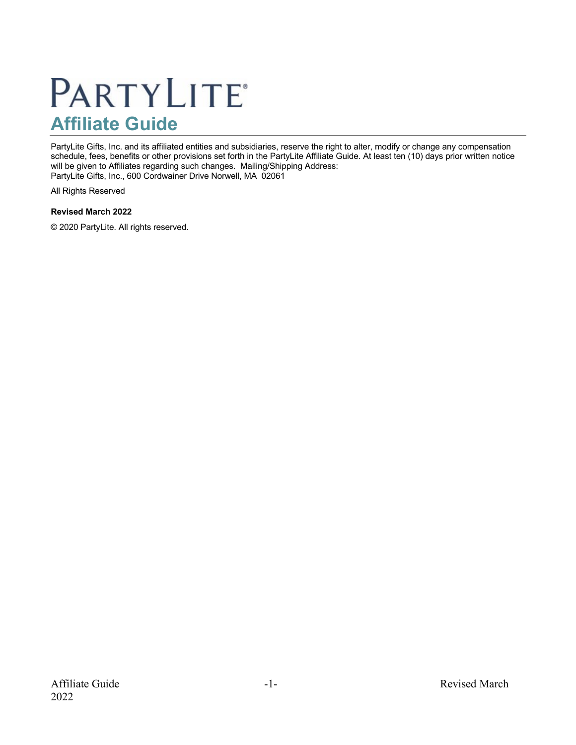# PARTYLITE®

## Affiliate Guide

PartyLite Gifts, Inc. and its affiliated entities and subsidiaries, reserve the right to alter, modify or change any compensation schedule, fees, benefits or other provisions set forth in the PartyLite Affiliate Guide. At least ten (10) days prior written notice will be given to Affiliates regarding such changes. Mailing/Shipping Address:
PartyLite Gifts, Inc., 600 Cordwainer Drive Norwell, MA 02061

All Rights Reserved

**Revised March 2022**

© 2020 PartyLite. All rights reserved.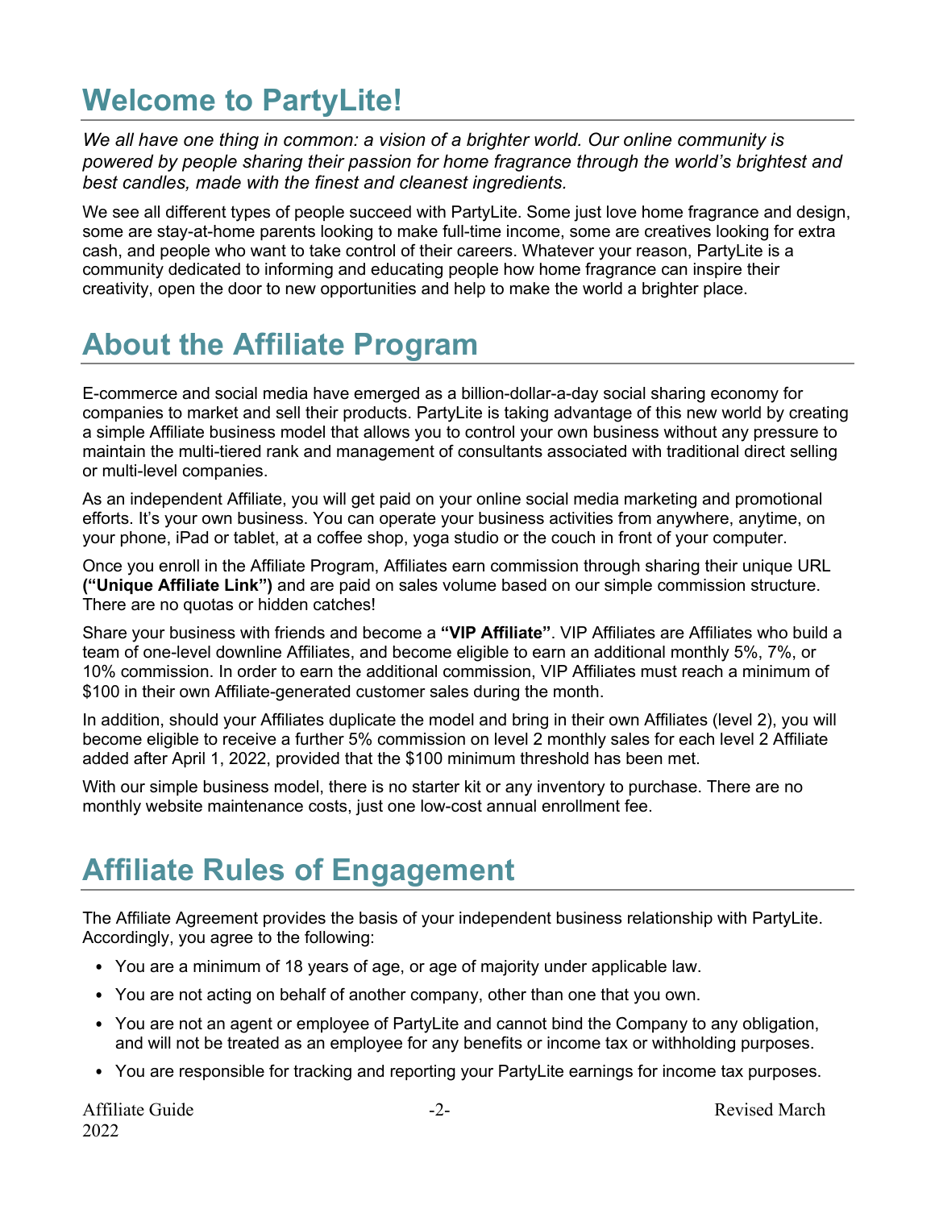# Welcome to PartyLite!

*We all have one thing in common: a vision of a brighter world. Our online community is powered by people sharing their passion for home fragrance through the world's brightest and best candles, made with the finest and cleanest ingredients.*

We see all different types of people succeed with PartyLite. Some just love home fragrance and design, some are stay-at-home parents looking to make full-time income, some are creatives looking for extra cash, and people who want to take control of their careers. Whatever your reason, PartyLite is a community dedicated to informing and educating people how home fragrance can inspire their creativity, open the door to new opportunities and help to make the world a brighter place.

# About the Affiliate Program

E-commerce and social media have emerged as a billion-dollar-a-day social sharing economy for companies to market and sell their products. PartyLite is taking advantage of this new world by creating a simple Affiliate business model that allows you to control your own business without any pressure to maintain the multi-tiered rank and management of consultants associated with traditional direct selling or multi-level companies.

As an independent Affiliate, you will get paid on your online social media marketing and promotional efforts. It's your own business. You can operate your business activities from anywhere, anytime, on your phone, iPad or tablet, at a coffee shop, yoga studio or the couch in front of your computer.

Once you enroll in the Affiliate Program, Affiliates earn commission through sharing their unique URL **("Unique Affiliate Link")** and are paid on sales volume based on our simple commission structure. There are no quotas or hidden catches!

Share your business with friends and become a **"VIP Affiliate"**. VIP Affiliates are Affiliates who build a team of one-level downline Affiliates, and become eligible to earn an additional monthly 5%, 7%, or 10% commission. In order to earn the additional commission, VIP Affiliates must reach a minimum of $100 in their own Affiliate-generated customer sales during the month.

In addition, should your Affiliates duplicate the model and bring in their own Affiliates (level 2), you will become eligible to receive a further 5% commission on level 2 monthly sales for each level 2 Affiliate added after April 1, 2022, provided that the $100 minimum threshold has been met.

With our simple business model, there is no starter kit or any inventory to purchase. There are no monthly website maintenance costs, just one low-cost annual enrollment fee.

# Affiliate Rules of Engagement

The Affiliate Agreement provides the basis of your independent business relationship with PartyLite. Accordingly, you agree to the following:

- You are a minimum of 18 years of age, or age of majority under applicable law.
- You are not acting on behalf of another company, other than one that you own.
- You are not an agent or employee of PartyLite and cannot bind the Company to any obligation, and will not be treated as an employee for any benefits or income tax or withholding purposes.
- You are responsible for tracking and reporting your PartyLite earnings for income tax purposes.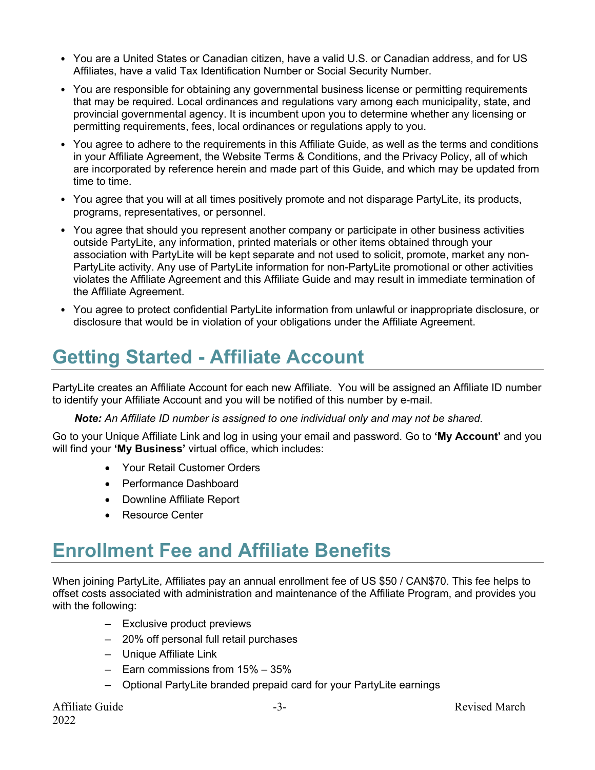- You are a United States or Canadian citizen, have a valid U.S. or Canadian address, and for US Affiliates, have a valid Tax Identification Number or Social Security Number.
- You are responsible for obtaining any governmental business license or permitting requirements that may be required. Local ordinances and regulations vary among each municipality, state, and provincial governmental agency. It is incumbent upon you to determine whether any licensing or permitting requirements, fees, local ordinances or regulations apply to you.
- You agree to adhere to the requirements in this Affiliate Guide, as well as the terms and conditions in your Affiliate Agreement, the Website Terms & Conditions, and the Privacy Policy, all of which are incorporated by reference herein and made part of this Guide, and which may be updated from time to time.
- You agree that you will at all times positively promote and not disparage PartyLite, its products, programs, representatives, or personnel.
- You agree that should you represent another company or participate in other business activities outside PartyLite, any information, printed materials or other items obtained through your association with PartyLite will be kept separate and not used to solicit, promote, market any non-PartyLite activity. Any use of PartyLite information for non-PartyLite promotional or other activities violates the Affiliate Agreement and this Affiliate Guide and may result in immediate termination of the Affiliate Agreement.
- You agree to protect confidential PartyLite information from unlawful or inappropriate disclosure, or disclosure that would be in violation of your obligations under the Affiliate Agreement.

# Getting Started - Affiliate Account

PartyLite creates an Affiliate Account for each new Affiliate. You will be assigned an Affiliate ID number to identify your Affiliate Account and you will be notified of this number by e-mail.

***Note:*** *An Affiliate ID number is assigned to one individual only and may not be shared.*

Go to your Unique Affiliate Link and log in using your email and password. Go to **'My Account'** and you will find your **'My Business'** virtual office, which includes:

- Your Retail Customer Orders
- Performance Dashboard
- Downline Affiliate Report
- Resource Center

# Enrollment Fee and Affiliate Benefits

When joining PartyLite, Affiliates pay an annual enrollment fee of US $50 / CAN$70. This fee helps to offset costs associated with administration and maintenance of the Affiliate Program, and provides you with the following:

- Exclusive product previews
- 20% off personal full retail purchases
- Unique Affiliate Link
- Earn commissions from 15% – 35%
- Optional PartyLite branded prepaid card for your PartyLite earnings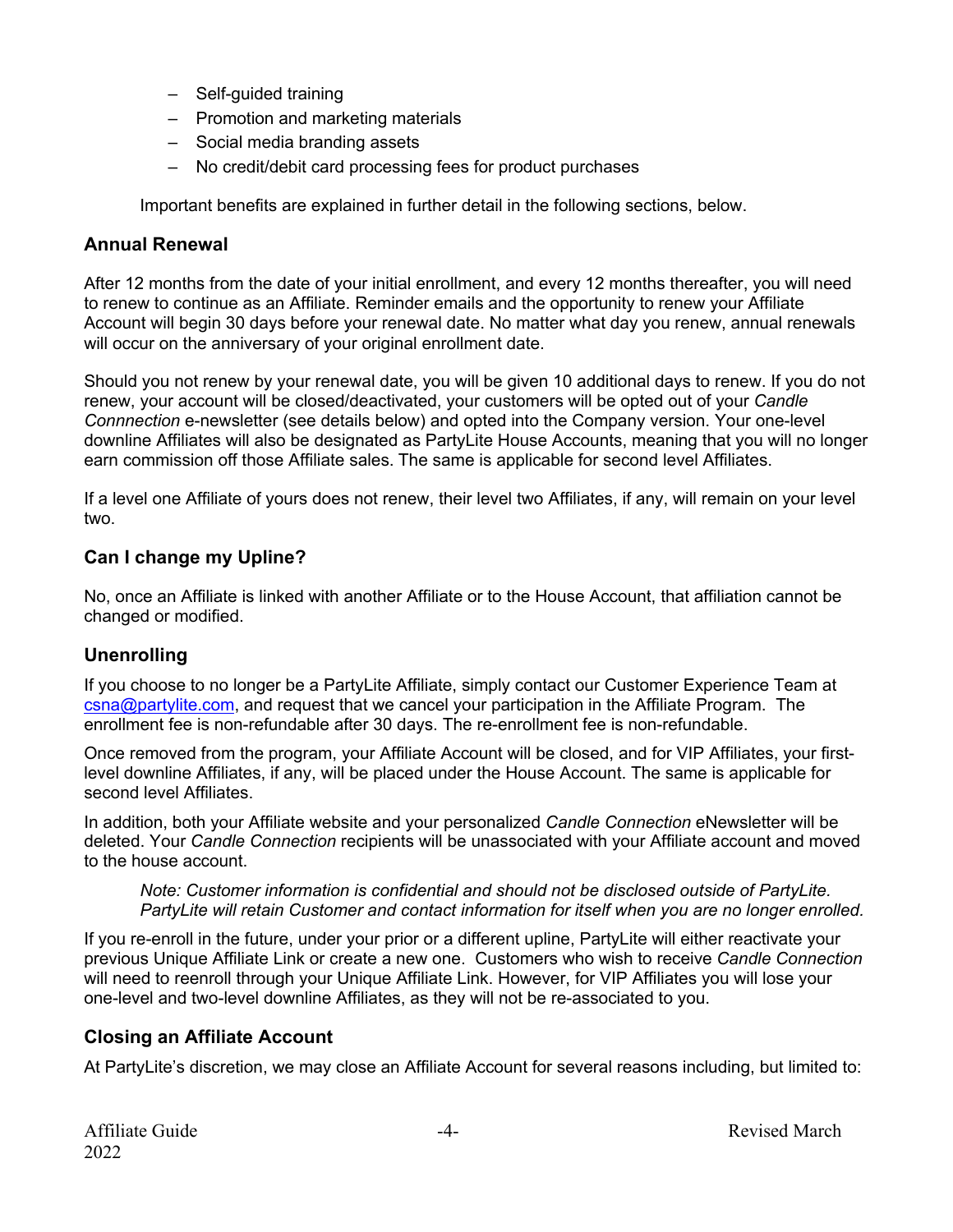- Self-guided training
- Promotion and marketing materials
- Social media branding assets
- No credit/debit card processing fees for product purchases

Important benefits are explained in further detail in the following sections, below.

### Annual Renewal

After 12 months from the date of your initial enrollment, and every 12 months thereafter, you will need to renew to continue as an Affiliate. Reminder emails and the opportunity to renew your Affiliate Account will begin 30 days before your renewal date. No matter what day you renew, annual renewals will occur on the anniversary of your original enrollment date.

Should you not renew by your renewal date, you will be given 10 additional days to renew. If you do not renew, your account will be closed/deactivated, your customers will be opted out of your *Candle Connnection* e-newsletter (see details below) and opted into the Company version. Your one-level downline Affiliates will also be designated as PartyLite House Accounts, meaning that you will no longer earn commission off those Affiliate sales. The same is applicable for second level Affiliates.

If a level one Affiliate of yours does not renew, their level two Affiliates, if any, will remain on your level two.

### Can I change my Upline?

No, once an Affiliate is linked with another Affiliate or to the House Account, that affiliation cannot be changed or modified.

### Unenrolling

If you choose to no longer be a PartyLite Affiliate, simply contact our Customer Experience Team at csna@partylite.com, and request that we cancel your participation in the Affiliate Program. The enrollment fee is non-refundable after 30 days. The re-enrollment fee is non-refundable.

Once removed from the program, your Affiliate Account will be closed, and for VIP Affiliates, your first-level downline Affiliates, if any, will be placed under the House Account. The same is applicable for second level Affiliates.

In addition, both your Affiliate website and your personalized *Candle Connection* eNewsletter will be deleted. Your *Candle Connection* recipients will be unassociated with your Affiliate account and moved to the house account.

> *Note: Customer information is confidential and should not be disclosed outside of PartyLite. PartyLite will retain Customer and contact information for itself when you are no longer enrolled.*

If you re-enroll in the future, under your prior or a different upline, PartyLite will either reactivate your previous Unique Affiliate Link or create a new one. Customers who wish to receive *Candle Connection* will need to reenroll through your Unique Affiliate Link. However, for VIP Affiliates you will lose your one-level and two-level downline Affiliates, as they will not be re-associated to you.

### Closing an Affiliate Account

At PartyLite's discretion, we may close an Affiliate Account for several reasons including, but limited to: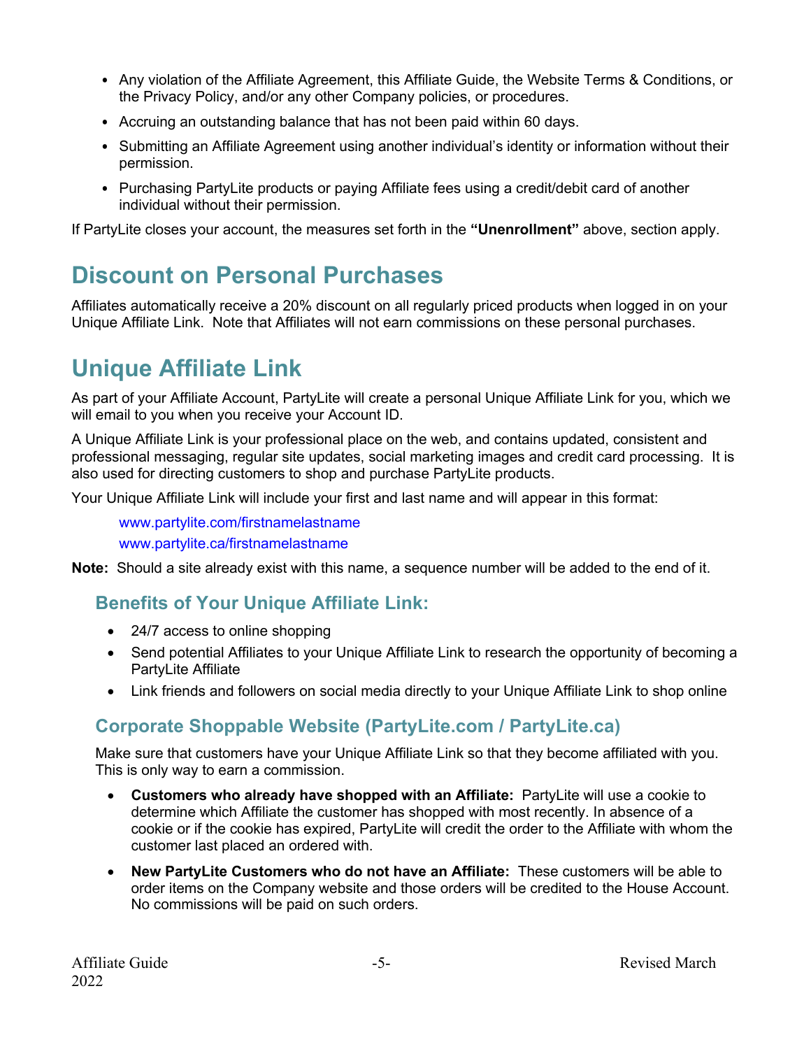- Any violation of the Affiliate Agreement, this Affiliate Guide, the Website Terms & Conditions, or the Privacy Policy, and/or any other Company policies, or procedures.
- Accruing an outstanding balance that has not been paid within 60 days.
- Submitting an Affiliate Agreement using another individual's identity or information without their permission.
- Purchasing PartyLite products or paying Affiliate fees using a credit/debit card of another individual without their permission.

If PartyLite closes your account, the measures set forth in the **"Unenrollment"** above, section apply.

# Discount on Personal Purchases

Affiliates automatically receive a 20% discount on all regularly priced products when logged in on your Unique Affiliate Link. Note that Affiliates will not earn commissions on these personal purchases.

# Unique Affiliate Link

As part of your Affiliate Account, PartyLite will create a personal Unique Affiliate Link for you, which we will email to you when you receive your Account ID.

A Unique Affiliate Link is your professional place on the web, and contains updated, consistent and professional messaging, regular site updates, social marketing images and credit card processing. It is also used for directing customers to shop and purchase PartyLite products.

Your Unique Affiliate Link will include your first and last name and will appear in this format:

www.partylite.com/firstnamelastname
www.partylite.ca/firstnamelastname

**Note:** Should a site already exist with this name, a sequence number will be added to the end of it.

## Benefits of Your Unique Affiliate Link:

- 24/7 access to online shopping
- Send potential Affiliates to your Unique Affiliate Link to research the opportunity of becoming a PartyLite Affiliate
- Link friends and followers on social media directly to your Unique Affiliate Link to shop online

## Corporate Shoppable Website (PartyLite.com / PartyLite.ca)

Make sure that customers have your Unique Affiliate Link so that they become affiliated with you. This is only way to earn a commission.

- **Customers who already have shopped with an Affiliate:** PartyLite will use a cookie to determine which Affiliate the customer has shopped with most recently. In absence of a cookie or if the cookie has expired, PartyLite will credit the order to the Affiliate with whom the customer last placed an ordered with.
- **New PartyLite Customers who do not have an Affiliate:** These customers will be able to order items on the Company website and those orders will be credited to the House Account. No commissions will be paid on such orders.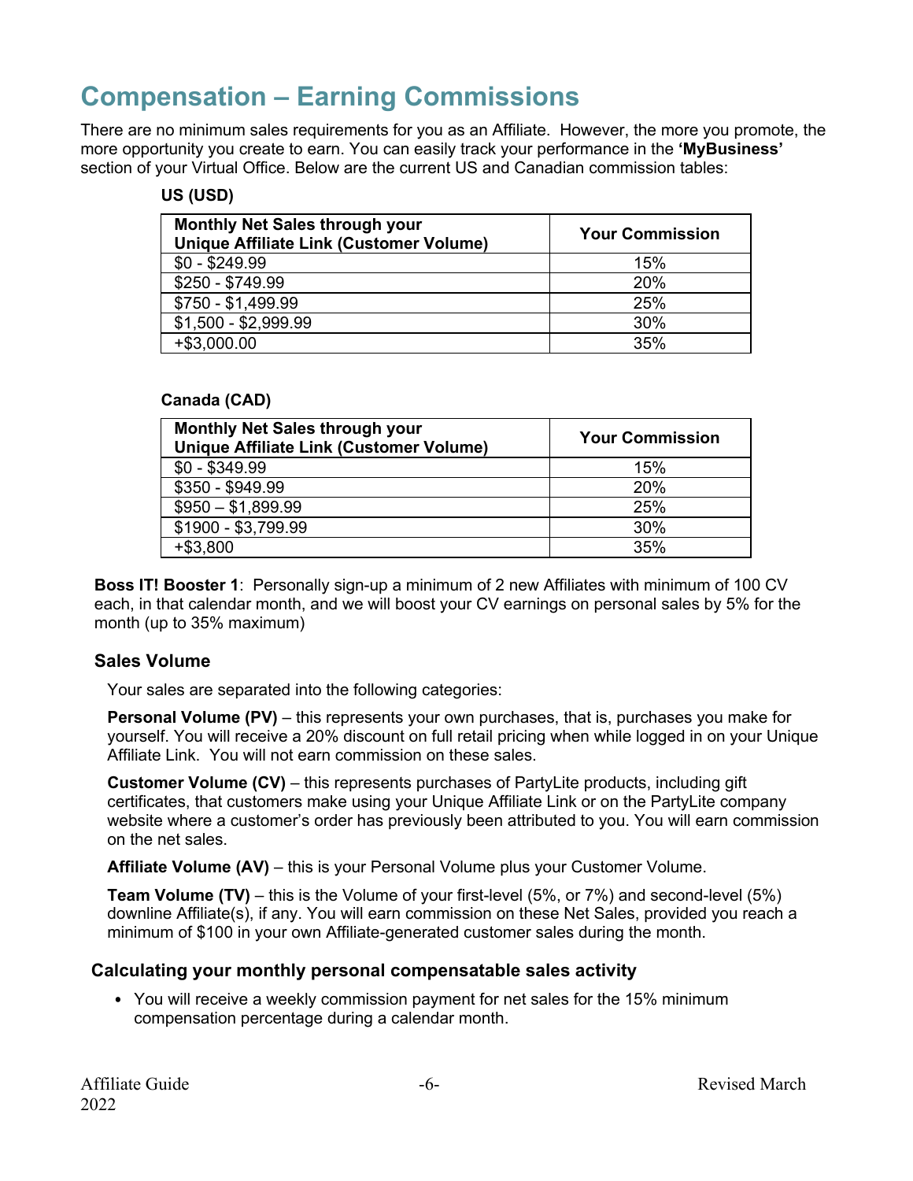# Compensation – Earning Commissions

There are no minimum sales requirements for you as an Affiliate. However, the more you promote, the more opportunity you create to earn. You can easily track your performance in the **'MyBusiness'** section of your Virtual Office. Below are the current US and Canadian commission tables:

**US (USD)**

| Monthly Net Sales through your Unique Affiliate Link (Customer Volume) | Your Commission |
|---|---|
| $0 - $249.99 | 15% |
| $250 - $749.99 | 20% |
| $750 - $1,499.99 | 25% |
| $1,500 - $2,999.99 | 30% |
| +$3,000.00 | 35% |

**Canada (CAD)**

| Monthly Net Sales through your Unique Affiliate Link (Customer Volume) | Your Commission |
|---|---|
| $0 - $349.99 | 15% |
| $350 - $949.99 | 20% |
| $950 – $1,899.99 | 25% |
| $1900 - $3,799.99 | 30% |
| +$3,800 | 35% |

**Boss IT! Booster 1**: Personally sign-up a minimum of 2 new Affiliates with minimum of 100 CV each, in that calendar month, and we will boost your CV earnings on personal sales by 5% for the month (up to 35% maximum)

### Sales Volume

Your sales are separated into the following categories:

**Personal Volume (PV)** – this represents your own purchases, that is, purchases you make for yourself. You will receive a 20% discount on full retail pricing when while logged in on your Unique Affiliate Link. You will not earn commission on these sales.

**Customer Volume (CV)** – this represents purchases of PartyLite products, including gift certificates, that customers make using your Unique Affiliate Link or on the PartyLite company website where a customer's order has previously been attributed to you. You will earn commission on the net sales.

**Affiliate Volume (AV)** – this is your Personal Volume plus your Customer Volume.

**Team Volume (TV)** – this is the Volume of your first-level (5%, or 7%) and second-level (5%) downline Affiliate(s), if any. You will earn commission on these Net Sales, provided you reach a minimum of $100 in your own Affiliate-generated customer sales during the month.

### Calculating your monthly personal compensatable sales activity

- You will receive a weekly commission payment for net sales for the 15% minimum compensation percentage during a calendar month.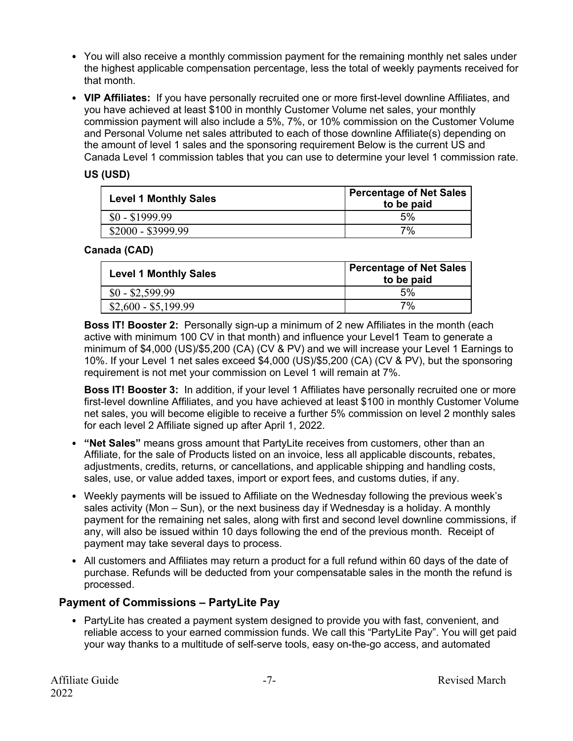- You will also receive a monthly commission payment for the remaining monthly net sales under the highest applicable compensation percentage, less the total of weekly payments received for that month.
- **VIP Affiliates:** If you have personally recruited one or more first-level downline Affiliates, and you have achieved at least $100 in monthly Customer Volume net sales, your monthly commission payment will also include a 5%, 7%, or 10% commission on the Customer Volume and Personal Volume net sales attributed to each of those downline Affiliate(s) depending on the amount of level 1 sales and the sponsoring requirement Below is the current US and Canada Level 1 commission tables that you can use to determine your level 1 commission rate.

**US (USD)**

| Level 1 Monthly Sales | Percentage of Net Sales to be paid |
|---|---|
| $0 - $1999.99 | 5% |
| $2000 - $3999.99 | 7% |

**Canada (CAD)**

| Level 1 Monthly Sales | Percentage of Net Sales to be paid |
|---|---|
| $0 - $2,599.99 | 5% |
| $2,600 - $5,199.99 | 7% |

**Boss IT! Booster 2:** Personally sign-up a minimum of 2 new Affiliates in the month (each active with minimum 100 CV in that month) and influence your Level1 Team to generate a minimum of $4,000 (US)/$5,200 (CA) (CV & PV) and we will increase your Level 1 Earnings to 10%. If your Level 1 net sales exceed $4,000 (US)/$5,200 (CA) (CV & PV), but the sponsoring requirement is not met your commission on Level 1 will remain at 7%.

**Boss IT! Booster 3:** In addition, if your level 1 Affiliates have personally recruited one or more first-level downline Affiliates, and you have achieved at least $100 in monthly Customer Volume net sales, you will become eligible to receive a further 5% commission on level 2 monthly sales for each level 2 Affiliate signed up after April 1, 2022.

- **"Net Sales"** means gross amount that PartyLite receives from customers, other than an Affiliate, for the sale of Products listed on an invoice, less all applicable discounts, rebates, adjustments, credits, returns, or cancellations, and applicable shipping and handling costs, sales, use, or value added taxes, import or export fees, and customs duties, if any.
- Weekly payments will be issued to Affiliate on the Wednesday following the previous week's sales activity (Mon – Sun), or the next business day if Wednesday is a holiday. A monthly payment for the remaining net sales, along with first and second level downline commissions, if any, will also be issued within 10 days following the end of the previous month. Receipt of payment may take several days to process.
- All customers and Affiliates may return a product for a full refund within 60 days of the date of purchase. Refunds will be deducted from your compensatable sales in the month the refund is processed.

## Payment of Commissions – PartyLite Pay

- PartyLite has created a payment system designed to provide you with fast, convenient, and reliable access to your earned commission funds. We call this "PartyLite Pay". You will get paid your way thanks to a multitude of self-serve tools, easy on-the-go access, and automated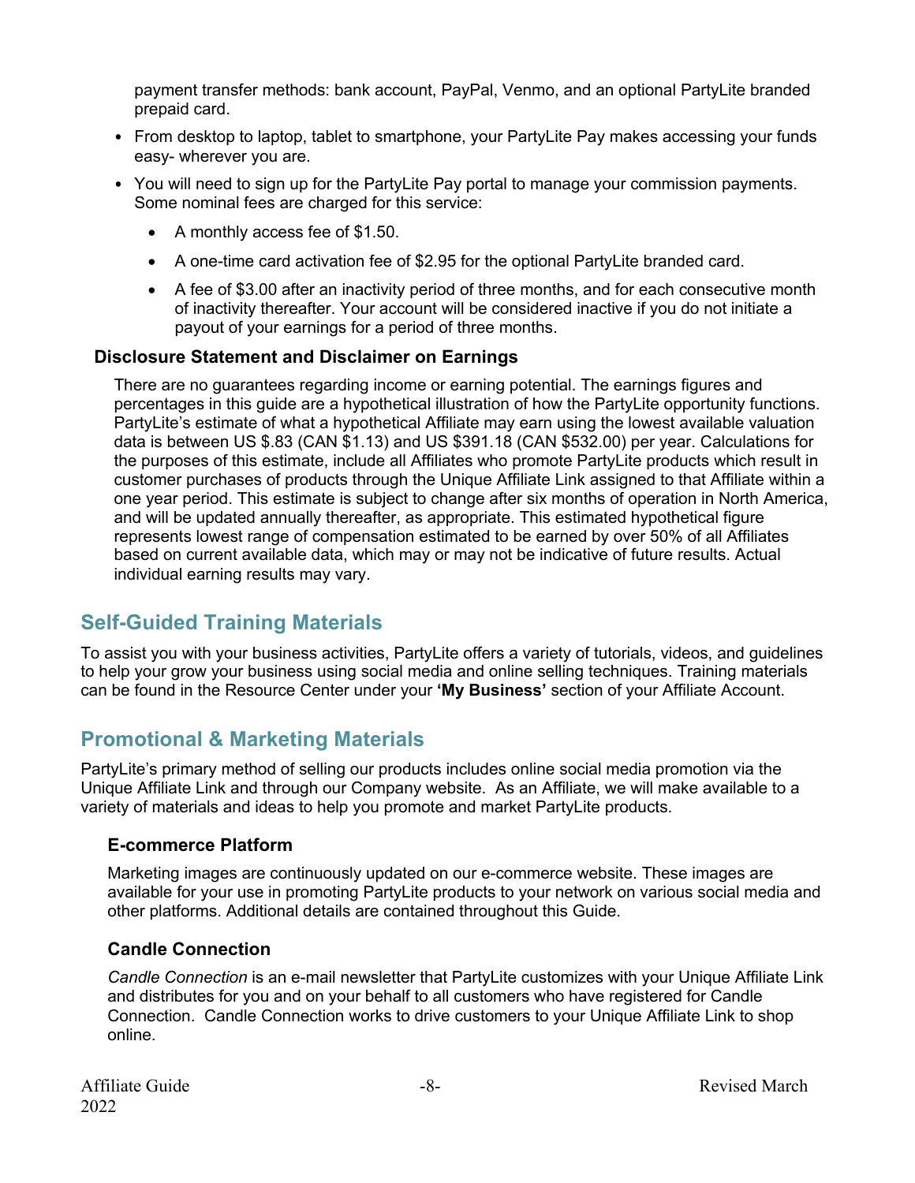payment transfer methods: bank account, PayPal, Venmo, and an optional PartyLite branded prepaid card.

- From desktop to laptop, tablet to smartphone, your PartyLite Pay makes accessing your funds easy- wherever you are.
- You will need to sign up for the PartyLite Pay portal to manage your commission payments. Some nominal fees are charged for this service:
    - A monthly access fee of $1.50.
    - A one-time card activation fee of $2.95 for the optional PartyLite branded card.
    - A fee of $3.00 after an inactivity period of three months, and for each consecutive month of inactivity thereafter. Your account will be considered inactive if you do not initiate a payout of your earnings for a period of three months.

### Disclosure Statement and Disclaimer on Earnings

There are no guarantees regarding income or earning potential. The earnings figures and percentages in this guide are a hypothetical illustration of how the PartyLite opportunity functions. PartyLite's estimate of what a hypothetical Affiliate may earn using the lowest available valuation data is between US $.83 (CAN $1.13) and US $391.18 (CAN $532.00) per year. Calculations for the purposes of this estimate, include all Affiliates who promote PartyLite products which result in customer purchases of products through the Unique Affiliate Link assigned to that Affiliate within a one year period. This estimate is subject to change after six months of operation in North America, and will be updated annually thereafter, as appropriate. This estimated hypothetical figure represents lowest range of compensation estimated to be earned by over 50% of all Affiliates based on current available data, which may or may not be indicative of future results. Actual individual earning results may vary.

## Self-Guided Training Materials

To assist you with your business activities, PartyLite offers a variety of tutorials, videos, and guidelines to help your grow your business using social media and online selling techniques. Training materials can be found in the Resource Center under your **'My Business'** section of your Affiliate Account.

## Promotional & Marketing Materials

PartyLite's primary method of selling our products includes online social media promotion via the Unique Affiliate Link and through our Company website. As an Affiliate, we will make available to a variety of materials and ideas to help you promote and market PartyLite products.

### E-commerce Platform

Marketing images are continuously updated on our e-commerce website. These images are available for your use in promoting PartyLite products to your network on various social media and other platforms. Additional details are contained throughout this Guide.

### Candle Connection

*Candle Connection* is an e-mail newsletter that PartyLite customizes with your Unique Affiliate Link and distributes for you and on your behalf to all customers who have registered for Candle Connection. Candle Connection works to drive customers to your Unique Affiliate Link to shop online.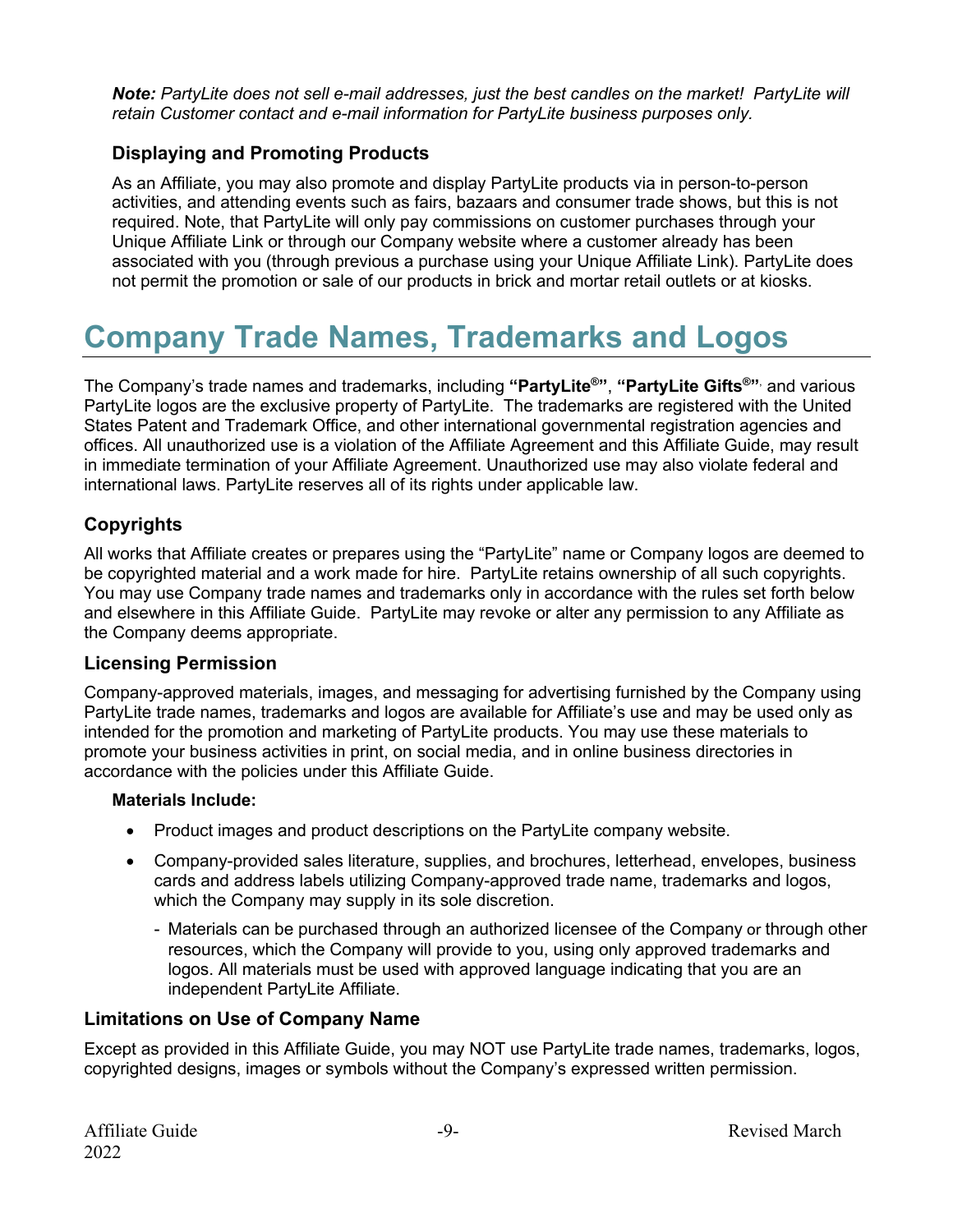***Note:*** *PartyLite does not sell e-mail addresses, just the best candles on the market! PartyLite will retain Customer contact and e-mail information for PartyLite business purposes only.*

### Displaying and Promoting Products

As an Affiliate, you may also promote and display PartyLite products via in person-to-person activities, and attending events such as fairs, bazaars and consumer trade shows, but this is not required. Note, that PartyLite will only pay commissions on customer purchases through your Unique Affiliate Link or through our Company website where a customer already has been associated with you (through previous a purchase using your Unique Affiliate Link). PartyLite does not permit the promotion or sale of our products in brick and mortar retail outlets or at kiosks.

# Company Trade Names, Trademarks and Logos

The Company's trade names and trademarks, including **"PartyLite®"**, **"PartyLite Gifts®"**, and various PartyLite logos are the exclusive property of PartyLite. The trademarks are registered with the United States Patent and Trademark Office, and other international governmental registration agencies and offices. All unauthorized use is a violation of the Affiliate Agreement and this Affiliate Guide, may result in immediate termination of your Affiliate Agreement. Unauthorized use may also violate federal and international laws. PartyLite reserves all of its rights under applicable law.

### Copyrights

All works that Affiliate creates or prepares using the "PartyLite" name or Company logos are deemed to be copyrighted material and a work made for hire. PartyLite retains ownership of all such copyrights. You may use Company trade names and trademarks only in accordance with the rules set forth below and elsewhere in this Affiliate Guide. PartyLite may revoke or alter any permission to any Affiliate as the Company deems appropriate.

### Licensing Permission

Company-approved materials, images, and messaging for advertising furnished by the Company using PartyLite trade names, trademarks and logos are available for Affiliate's use and may be used only as intended for the promotion and marketing of PartyLite products. You may use these materials to promote your business activities in print, on social media, and in online business directories in accordance with the policies under this Affiliate Guide.

**Materials Include:**

- Product images and product descriptions on the PartyLite company website.
- Company-provided sales literature, supplies, and brochures, letterhead, envelopes, business cards and address labels utilizing Company-approved trade name, trademarks and logos, which the Company may supply in its sole discretion.
  - Materials can be purchased through an authorized licensee of the Company or through other resources, which the Company will provide to you, using only approved trademarks and logos. All materials must be used with approved language indicating that you are an independent PartyLite Affiliate.

### Limitations on Use of Company Name

Except as provided in this Affiliate Guide, you may NOT use PartyLite trade names, trademarks, logos, copyrighted designs, images or symbols without the Company's expressed written permission.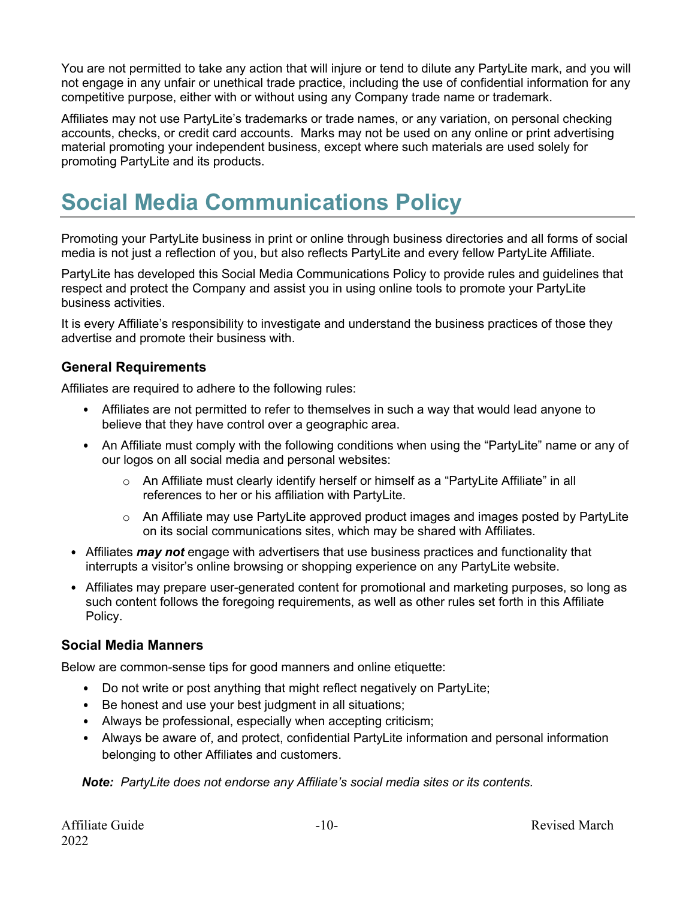You are not permitted to take any action that will injure or tend to dilute any PartyLite mark, and you will not engage in any unfair or unethical trade practice, including the use of confidential information for any competitive purpose, either with or without using any Company trade name or trademark.

Affiliates may not use PartyLite's trademarks or trade names, or any variation, on personal checking accounts, checks, or credit card accounts. Marks may not be used on any online or print advertising material promoting your independent business, except where such materials are used solely for promoting PartyLite and its products.

# Social Media Communications Policy

Promoting your PartyLite business in print or online through business directories and all forms of social media is not just a reflection of you, but also reflects PartyLite and every fellow PartyLite Affiliate.

PartyLite has developed this Social Media Communications Policy to provide rules and guidelines that respect and protect the Company and assist you in using online tools to promote your PartyLite business activities.

It is every Affiliate's responsibility to investigate and understand the business practices of those they advertise and promote their business with.

### General Requirements

Affiliates are required to adhere to the following rules:

- Affiliates are not permitted to refer to themselves in such a way that would lead anyone to believe that they have control over a geographic area.
- An Affiliate must comply with the following conditions when using the "PartyLite" name or any of our logos on all social media and personal websites:
  - An Affiliate must clearly identify herself or himself as a "PartyLite Affiliate" in all references to her or his affiliation with PartyLite.
  - An Affiliate may use PartyLite approved product images and images posted by PartyLite on its social communications sites, which may be shared with Affiliates.
- Affiliates ***may not*** engage with advertisers that use business practices and functionality that interrupts a visitor's online browsing or shopping experience on any PartyLite website.
- Affiliates may prepare user-generated content for promotional and marketing purposes, so long as such content follows the foregoing requirements, as well as other rules set forth in this Affiliate Policy.

### Social Media Manners

Below are common-sense tips for good manners and online etiquette:

- Do not write or post anything that might reflect negatively on PartyLite;
- Be honest and use your best judgment in all situations;
- Always be professional, especially when accepting criticism;
- Always be aware of, and protect, confidential PartyLite information and personal information belonging to other Affiliates and customers.

***Note:*** *PartyLite does not endorse any Affiliate's social media sites or its contents.*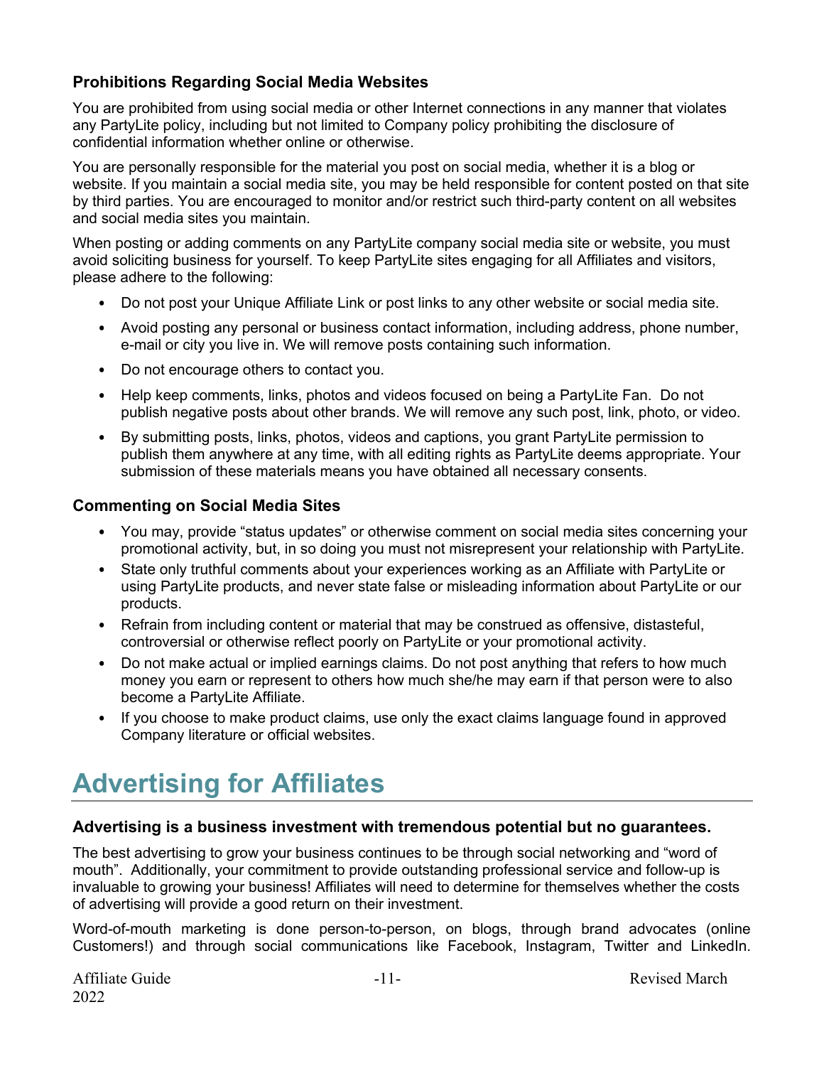### Prohibitions Regarding Social Media Websites

You are prohibited from using social media or other Internet connections in any manner that violates any PartyLite policy, including but not limited to Company policy prohibiting the disclosure of confidential information whether online or otherwise.

You are personally responsible for the material you post on social media, whether it is a blog or website. If you maintain a social media site, you may be held responsible for content posted on that site by third parties. You are encouraged to monitor and/or restrict such third-party content on all websites and social media sites you maintain.

When posting or adding comments on any PartyLite company social media site or website, you must avoid soliciting business for yourself. To keep PartyLite sites engaging for all Affiliates and visitors, please adhere to the following:

- Do not post your Unique Affiliate Link or post links to any other website or social media site.
- Avoid posting any personal or business contact information, including address, phone number, e-mail or city you live in. We will remove posts containing such information.
- Do not encourage others to contact you.
- Help keep comments, links, photos and videos focused on being a PartyLite Fan. Do not publish negative posts about other brands. We will remove any such post, link, photo, or video.
- By submitting posts, links, photos, videos and captions, you grant PartyLite permission to publish them anywhere at any time, with all editing rights as PartyLite deems appropriate. Your submission of these materials means you have obtained all necessary consents.

### Commenting on Social Media Sites

- You may, provide "status updates" or otherwise comment on social media sites concerning your promotional activity, but, in so doing you must not misrepresent your relationship with PartyLite.
- State only truthful comments about your experiences working as an Affiliate with PartyLite or using PartyLite products, and never state false or misleading information about PartyLite or our products.
- Refrain from including content or material that may be construed as offensive, distasteful, controversial or otherwise reflect poorly on PartyLite or your promotional activity.
- Do not make actual or implied earnings claims. Do not post anything that refers to how much money you earn or represent to others how much she/he may earn if that person were to also become a PartyLite Affiliate.
- If you choose to make product claims, use only the exact claims language found in approved Company literature or official websites.

# Advertising for Affiliates

### Advertising is a business investment with tremendous potential but no guarantees.

The best advertising to grow your business continues to be through social networking and "word of mouth". Additionally, your commitment to provide outstanding professional service and follow-up is invaluable to growing your business! Affiliates will need to determine for themselves whether the costs of advertising will provide a good return on their investment.

Word-of-mouth marketing is done person-to-person, on blogs, through brand advocates (online Customers!) and through social communications like Facebook, Instagram, Twitter and LinkedIn.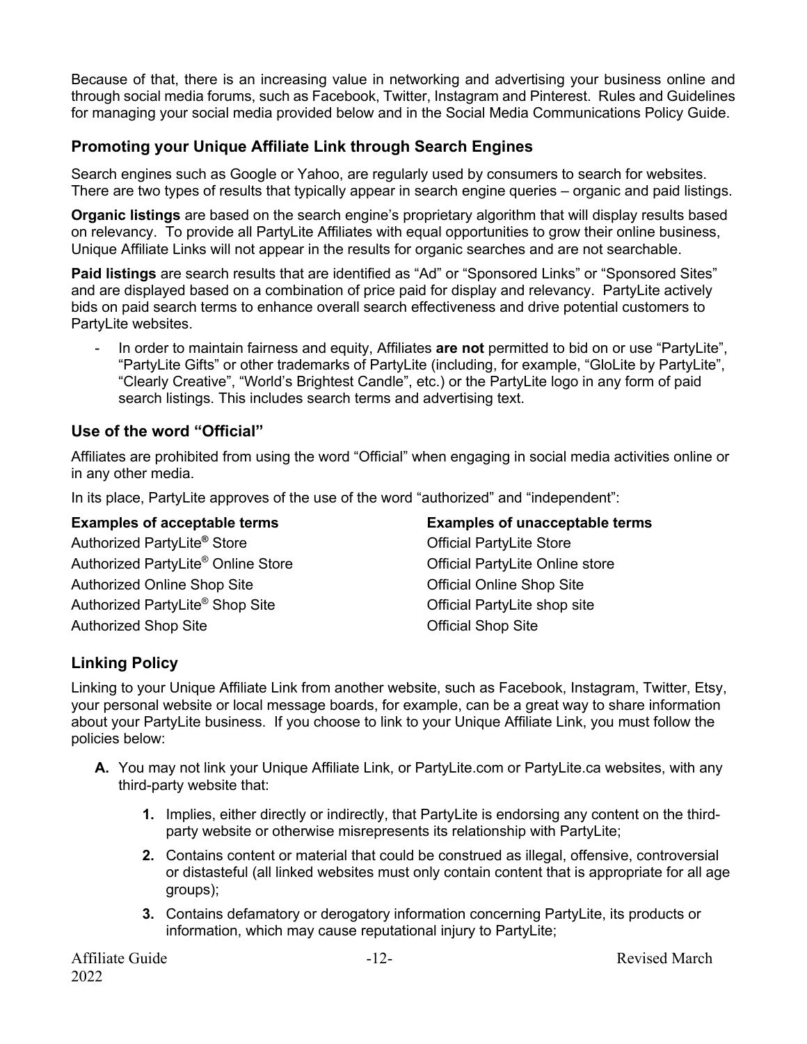Because of that, there is an increasing value in networking and advertising your business online and through social media forums, such as Facebook, Twitter, Instagram and Pinterest. Rules and Guidelines for managing your social media provided below and in the Social Media Communications Policy Guide.

### Promoting your Unique Affiliate Link through Search Engines

Search engines such as Google or Yahoo, are regularly used by consumers to search for websites. There are two types of results that typically appear in search engine queries – organic and paid listings.

**Organic listings** are based on the search engine's proprietary algorithm that will display results based on relevancy. To provide all PartyLite Affiliates with equal opportunities to grow their online business, Unique Affiliate Links will not appear in the results for organic searches and are not searchable.

**Paid listings** are search results that are identified as "Ad" or "Sponsored Links" or "Sponsored Sites" and are displayed based on a combination of price paid for display and relevancy. PartyLite actively bids on paid search terms to enhance overall search effectiveness and drive potential customers to PartyLite websites.

- In order to maintain fairness and equity, Affiliates **are not** permitted to bid on or use "PartyLite", "PartyLite Gifts" or other trademarks of PartyLite (including, for example, "GloLite by PartyLite", "Clearly Creative", "World's Brightest Candle", etc.) or the PartyLite logo in any form of paid search listings. This includes search terms and advertising text.

### Use of the word "Official"

Affiliates are prohibited from using the word "Official" when engaging in social media activities online or in any other media.

In its place, PartyLite approves of the use of the word "authorized" and "independent":

| Examples of acceptable terms | Examples of unacceptable terms |
| --- | --- |
| Authorized PartyLite® Store | Official PartyLite Store |
| Authorized PartyLite® Online Store | Official PartyLite Online store |
| Authorized Online Shop Site | Official Online Shop Site |
| Authorized PartyLite® Shop Site | Official PartyLite shop site |
| Authorized Shop Site | Official Shop Site |

### Linking Policy

Linking to your Unique Affiliate Link from another website, such as Facebook, Instagram, Twitter, Etsy, your personal website or local message boards, for example, can be a great way to share information about your PartyLite business. If you choose to link to your Unique Affiliate Link, you must follow the policies below:

**A.** You may not link your Unique Affiliate Link, or PartyLite.com or PartyLite.ca websites, with any third-party website that:

   **1.** Implies, either directly or indirectly, that PartyLite is endorsing any content on the third-party website or otherwise misrepresents its relationship with PartyLite;

   **2.** Contains content or material that could be construed as illegal, offensive, controversial or distasteful (all linked websites must only contain content that is appropriate for all age groups);

   **3.** Contains defamatory or derogatory information concerning PartyLite, its products or information, which may cause reputational injury to PartyLite;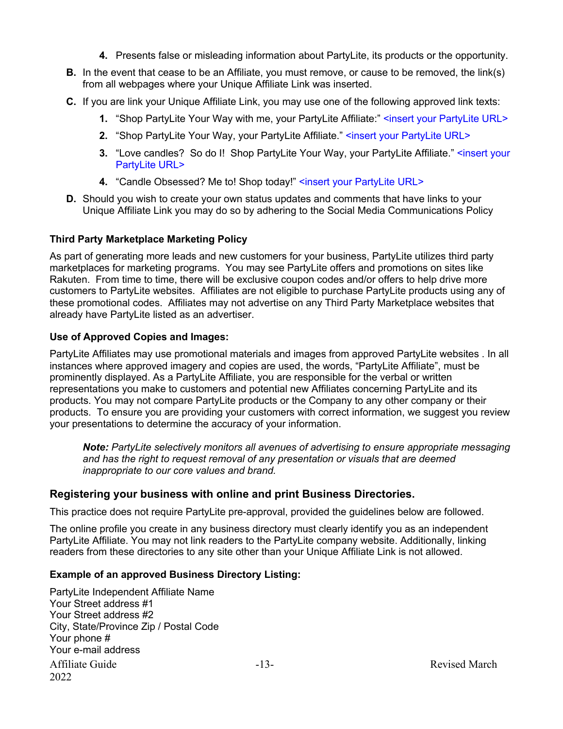4. Presents false or misleading information about PartyLite, its products or the opportunity.

**B.** In the event that cease to be an Affiliate, you must remove, or cause to be removed, the link(s) from all webpages where your Unique Affiliate Link was inserted.

**C.** If you are link your Unique Affiliate Link, you may use one of the following approved link texts:

1. "Shop PartyLite Your Way with me, your PartyLite Affiliate:" <insert your PartyLite URL>
2. "Shop PartyLite Your Way, your PartyLite Affiliate." <insert your PartyLite URL>
3. "Love candles? So do I! Shop PartyLite Your Way, your PartyLite Affiliate." <insert your PartyLite URL>
4. "Candle Obsessed? Me to! Shop today!" <insert your PartyLite URL>

**D.** Should you wish to create your own status updates and comments that have links to your Unique Affiliate Link you may do so by adhering to the Social Media Communications Policy

### Third Party Marketplace Marketing Policy

As part of generating more leads and new customers for your business, PartyLite utilizes third party marketplaces for marketing programs. You may see PartyLite offers and promotions on sites like Rakuten. From time to time, there will be exclusive coupon codes and/or offers to help drive more customers to PartyLite websites. Affiliates are not eligible to purchase PartyLite products using any of these promotional codes. Affiliates may not advertise on any Third Party Marketplace websites that already have PartyLite listed as an advertiser.

### Use of Approved Copies and Images:

PartyLite Affiliates may use promotional materials and images from approved PartyLite websites . In all instances where approved imagery and copies are used, the words, "PartyLite Affiliate", must be prominently displayed. As a PartyLite Affiliate, you are responsible for the verbal or written representations you make to customers and potential new Affiliates concerning PartyLite and its products. You may not compare PartyLite products or the Company to any other company or their products. To ensure you are providing your customers with correct information, we suggest you review your presentations to determine the accuracy of your information.

> ***Note:*** *PartyLite selectively monitors all avenues of advertising to ensure appropriate messaging and has the right to request removal of any presentation or visuals that are deemed inappropriate to our core values and brand.*

## Registering your business with online and print Business Directories.

This practice does not require PartyLite pre-approval, provided the guidelines below are followed.

The online profile you create in any business directory must clearly identify you as an independent PartyLite Affiliate. You may not link readers to the PartyLite company website. Additionally, linking readers from these directories to any site other than your Unique Affiliate Link is not allowed.

### Example of an approved Business Directory Listing:

PartyLite Independent Affiliate Name
Your Street address #1
Your Street address #2
City, State/Province Zip / Postal Code
Your phone #
Your e-mail address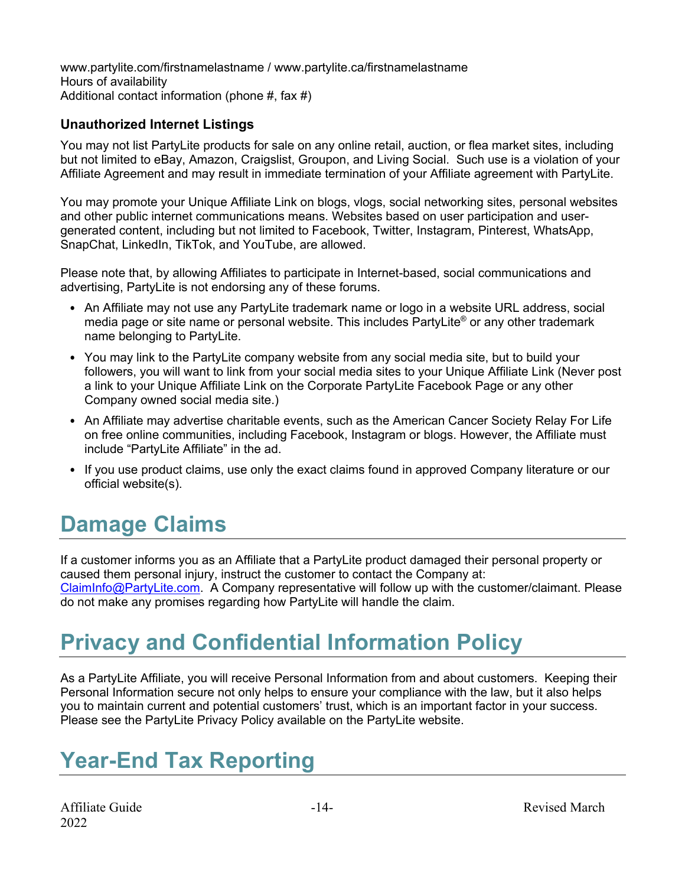www.partylite.com/firstnamelastname / www.partylite.ca/firstnamelastname
Hours of availability
Additional contact information (phone #, fax #)

### Unauthorized Internet Listings

You may not list PartyLite products for sale on any online retail, auction, or flea market sites, including but not limited to eBay, Amazon, Craigslist, Groupon, and Living Social. Such use is a violation of your Affiliate Agreement and may result in immediate termination of your Affiliate agreement with PartyLite.

You may promote your Unique Affiliate Link on blogs, vlogs, social networking sites, personal websites and other public internet communications means. Websites based on user participation and user-generated content, including but not limited to Facebook, Twitter, Instagram, Pinterest, WhatsApp, SnapChat, LinkedIn, TikTok, and YouTube, are allowed.

Please note that, by allowing Affiliates to participate in Internet-based, social communications and advertising, PartyLite is not endorsing any of these forums.

- An Affiliate may not use any PartyLite trademark name or logo in a website URL address, social media page or site name or personal website. This includes PartyLite® or any other trademark name belonging to PartyLite.
- You may link to the PartyLite company website from any social media site, but to build your followers, you will want to link from your social media sites to your Unique Affiliate Link (Never post a link to your Unique Affiliate Link on the Corporate PartyLite Facebook Page or any other Company owned social media site.)
- An Affiliate may advertise charitable events, such as the American Cancer Society Relay For Life on free online communities, including Facebook, Instagram or blogs. However, the Affiliate must include "PartyLite Affiliate" in the ad.
- If you use product claims, use only the exact claims found in approved Company literature or our official website(s).

# Damage Claims

If a customer informs you as an Affiliate that a PartyLite product damaged their personal property or caused them personal injury, instruct the customer to contact the Company at: ClaimInfo@PartyLite.com. A Company representative will follow up with the customer/claimant. Please do not make any promises regarding how PartyLite will handle the claim.

# Privacy and Confidential Information Policy

As a PartyLite Affiliate, you will receive Personal Information from and about customers. Keeping their Personal Information secure not only helps to ensure your compliance with the law, but it also helps you to maintain current and potential customers' trust, which is an important factor in your success. Please see the PartyLite Privacy Policy available on the PartyLite website.

# Year-End Tax Reporting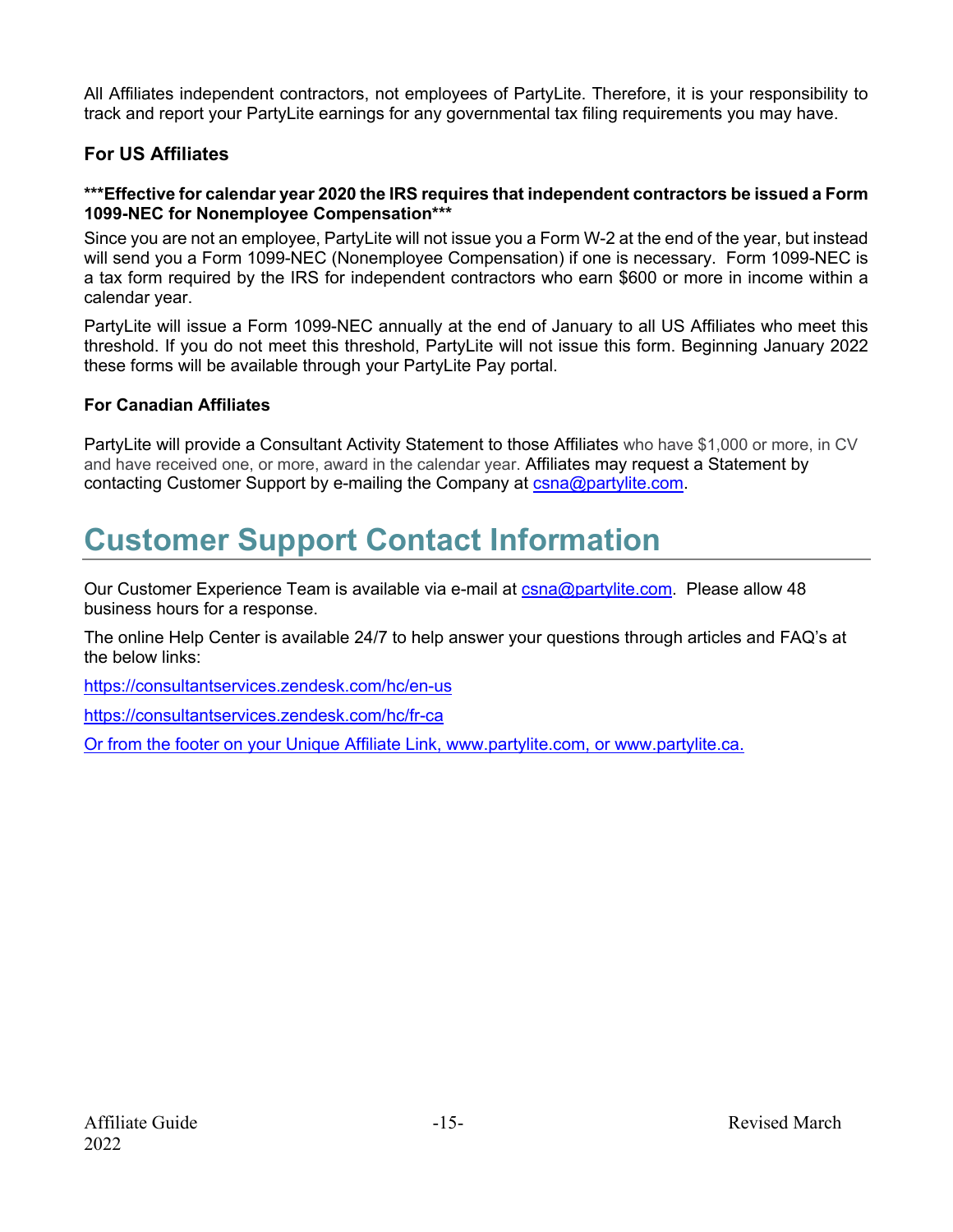All Affiliates independent contractors, not employees of PartyLite. Therefore, it is your responsibility to track and report your PartyLite earnings for any governmental tax filing requirements you may have.

### For US Affiliates

**\*\*\*Effective for calendar year 2020 the IRS requires that independent contractors be issued a Form 1099-NEC for Nonemployee Compensation\*\*\***

Since you are not an employee, PartyLite will not issue you a Form W-2 at the end of the year, but instead will send you a Form 1099-NEC (Nonemployee Compensation) if one is necessary. Form 1099-NEC is a tax form required by the IRS for independent contractors who earn $600 or more in income within a calendar year.

PartyLite will issue a Form 1099-NEC annually at the end of January to all US Affiliates who meet this threshold. If you do not meet this threshold, PartyLite will not issue this form. Beginning January 2022 these forms will be available through your PartyLite Pay portal.

### For Canadian Affiliates

PartyLite will provide a Consultant Activity Statement to those Affiliates who have $1,000 or more, in CV and have received one, or more, award in the calendar year. Affiliates may request a Statement by contacting Customer Support by e-mailing the Company at csna@partylite.com.

# Customer Support Contact Information

Our Customer Experience Team is available via e-mail at csna@partylite.com. Please allow 48 business hours for a response.

The online Help Center is available 24/7 to help answer your questions through articles and FAQ's at the below links:

https://consultantservices.zendesk.com/hc/en-us

https://consultantservices.zendesk.com/hc/fr-ca

Or from the footer on your Unique Affiliate Link, www.partylite.com, or www.partylite.ca.